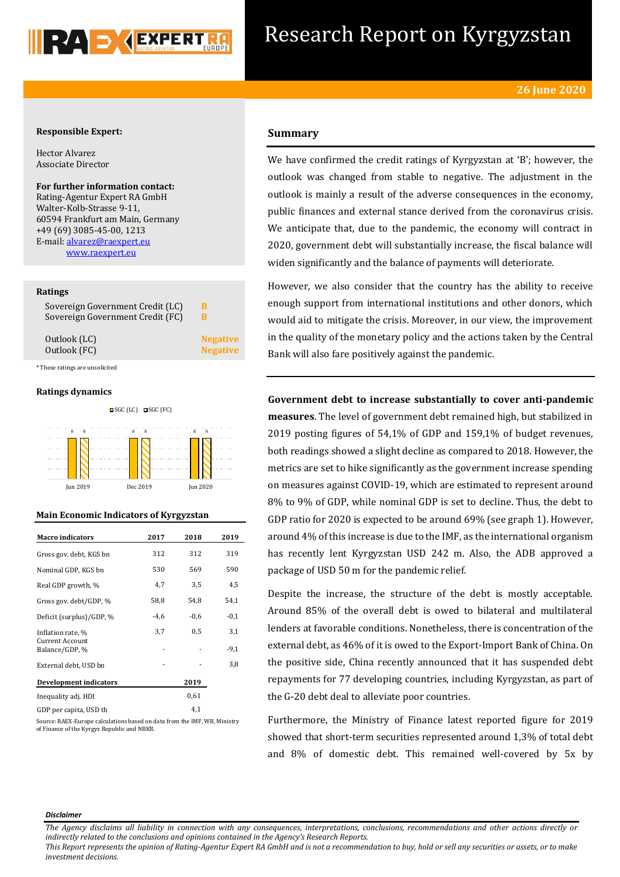# Research Report on Kyrgyzstan

**26 June 2020**

**Responsible Expert:**

Hector Alvarez
Associate Director

**For further information contact:**
Rating-Agentur Expert RA GmbH
Walter-Kolb-Strasse 9-11,
60594 Frankfurt am Main, Germany
+49 (69) 3085-45-00, 1213
E-mail: alvarez@raexpert.eu
www.raexpert.eu

**Ratings**

| | |
|---|---|
| Sovereign Government Credit (LC) | B |
| Sovereign Government Credit (FC) | B |
| Outlook (LC) | Negative |
| Outlook (FC) | Negative |

*These ratings are unsolicited

**Ratings dynamics**

| | SGC (LC) | SGC (FC) |
|---|---|---|
| Jun 2019 | B | B |
| Dec 2019 | B | B |
| Jun 2020 | B | B |

**Main Economic Indicators of Kyrgyzstan**

| Macro indicators | 2017 | 2018 | 2019 |
|---|---|---|---|
| Gross gov. debt, KGS bn | 312 | 312 | 319 |
| Nominal GDP, KGS bn | 530 | 569 | 590 |
| Real GDP growth, % | 4,7 | 3,5 | 4,5 |
| Gross gov. debt/GDP, % | 58,8 | 54,8 | 54,1 |
| Deficit (surplus)/GDP, % | -4,6 | -0,6 | -0,1 |
| Inflation rate, % | 3,7 | 0,5 | 3,1 |
| Current Account Balance/GDP, % | - | - | -9,1 |
| External debt, USD bn | - | - | 3,8 |

| Development indicators | 2019 |
|---|---|
| Inequality adj. HDI | 0,61 |
| GDP per capita, USD th | 4,1 |

Source: RAEX-Europe calculations based on data from the IMF, WB, Ministry of Finance of the Kyrgyz Republic and NBKR.

## Summary

We have confirmed the credit ratings of Kyrgyzstan at 'B'; however, the outlook was changed from stable to negative. The adjustment in the outlook is mainly a result of the adverse consequences in the economy, public finances and external stance derived from the coronavirus crisis. We anticipate that, due to the pandemic, the economy will contract in 2020, government debt will substantially increase, the fiscal balance will widen significantly and the balance of payments will deteriorate.

However, we also consider that the country has the ability to receive enough support from international institutions and other donors, which would aid to mitigate the crisis. Moreover, in our view, the improvement in the quality of the monetary policy and the actions taken by the Central Bank will also fare positively against the pandemic.

**Government debt to increase substantially to cover anti-pandemic measures**. The level of government debt remained high, but stabilized in 2019 posting figures of 54,1% of GDP and 159,1% of budget revenues, both readings showed a slight decline as compared to 2018. However, the metrics are set to hike significantly as the government increase spending on measures against COVID-19, which are estimated to represent around 8% to 9% of GDP, while nominal GDP is set to decline. Thus, the debt to GDP ratio for 2020 is expected to be around 69% (see graph 1). However, around 4% of this increase is due to the IMF, as the international organism has recently lent Kyrgyzstan USD 242 m. Also, the ADB approved a package of USD 50 m for the pandemic relief.

Despite the increase, the structure of the debt is mostly acceptable. Around 85% of the overall debt is owed to bilateral and multilateral lenders at favorable conditions. Nonetheless, there is concentration of the external debt, as 46% of it is owed to the Export-Import Bank of China. On the positive side, China recently announced that it has suspended debt repayments for 77 developing countries, including Kyrgyzstan, as part of the G-20 debt deal to alleviate poor countries.

Furthermore, the Ministry of Finance latest reported figure for 2019 showed that short-term securities represented around 1,3% of total debt and 8% of domestic debt. This remained well-covered by 5x by

*Disclaimer*

*The Agency disclaims all liability in connection with any consequences, interpretations, conclusions, recommendations and other actions directly or indirectly related to the conclusions and opinions contained in the Agency's Research Reports.*
*This Report represents the opinion of Rating-Agentur Expert RA GmbH and is not a recommendation to buy, hold or sell any securities or assets, or to make investment decisions.*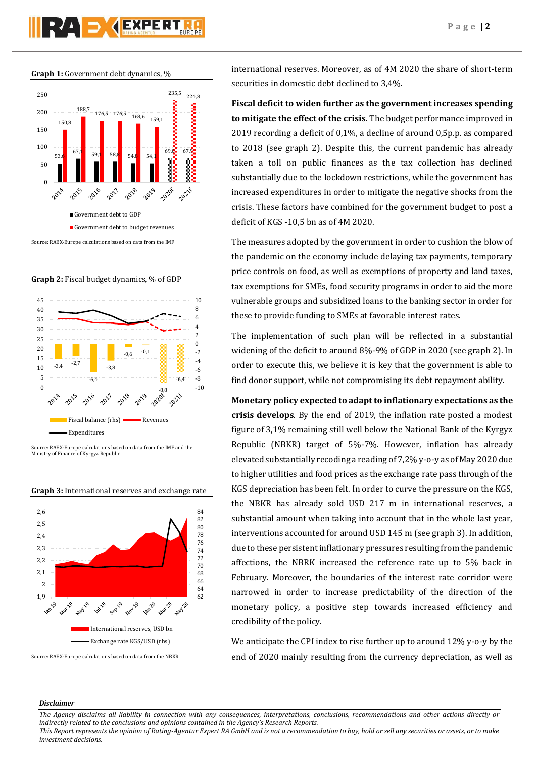**Graph 1:** Government debt dynamics, %

Source: RAEX-Europe calculations based on data from the IMF

**Graph 2:** Fiscal budget dynamics, % of GDP

Source: RAEX-Europe calculations based on data from the IMF and the Ministry of Finance of Kyrgyz Republic

**Graph 3:** International reserves and exchange rate

Source: RAEX-Europe calculations based on data from the NBKR

international reserves. Moreover, as of 4M 2020 the share of short-term securities in domestic debt declined to 3,4%.

**Fiscal deficit to widen further as the government increases spending to mitigate the effect of the crisis**. The budget performance improved in 2019 recording a deficit of 0,1%, a decline of around 0,5p.p. as compared to 2018 (see graph 2). Despite this, the current pandemic has already taken a toll on public finances as the tax collection has declined substantially due to the lockdown restrictions, while the government has increased expenditures in order to mitigate the negative shocks from the crisis. These factors have combined for the government budget to post a deficit of KGS -10,5 bn as of 4M 2020.

The measures adopted by the government in order to cushion the blow of the pandemic on the economy include delaying tax payments, temporary price controls on food, as well as exemptions of property and land taxes, tax exemptions for SMEs, food security programs in order to aid the more vulnerable groups and subsidized loans to the banking sector in order for these to provide funding to SMEs at favorable interest rates.

The implementation of such plan will be reflected in a substantial widening of the deficit to around 8%-9% of GDP in 2020 (see graph 2). In order to execute this, we believe it is key that the government is able to find donor support, while not compromising its debt repayment ability.

**Monetary policy expected to adapt to inflationary expectations as the crisis develops**. By the end of 2019, the inflation rate posted a modest figure of 3,1% remaining still well below the National Bank of the Kyrgyz Republic (NBKR) target of 5%-7%. However, inflation has already elevated substantially recoding a reading of 7,2% y-o-y as of May 2020 due to higher utilities and food prices as the exchange rate pass through of the KGS depreciation has been felt. In order to curve the pressure on the KGS, the NBKR has already sold USD 217 m in international reserves, a substantial amount when taking into account that in the whole last year, interventions accounted for around USD 145 m (see graph 3). In addition, due to these persistent inflationary pressures resulting from the pandemic affections, the NBRK increased the reference rate up to 5% back in February. Moreover, the boundaries of the interest rate corridor were narrowed in order to increase predictability of the direction of the monetary policy, a positive step towards increased efficiency and credibility of the policy.

We anticipate the CPI index to rise further up to around 12% y-o-y by the end of 2020 mainly resulting from the currency depreciation, as well as

*Disclaimer*

*The Agency disclaims all liability in connection with any consequences, interpretations, conclusions, recommendations and other actions directly or indirectly related to the conclusions and opinions contained in the Agency's Research Reports.*
*This Report represents the opinion of Rating-Agentur Expert RA GmbH and is not a recommendation to buy, hold or sell any securities or assets, or to make investment decisions.*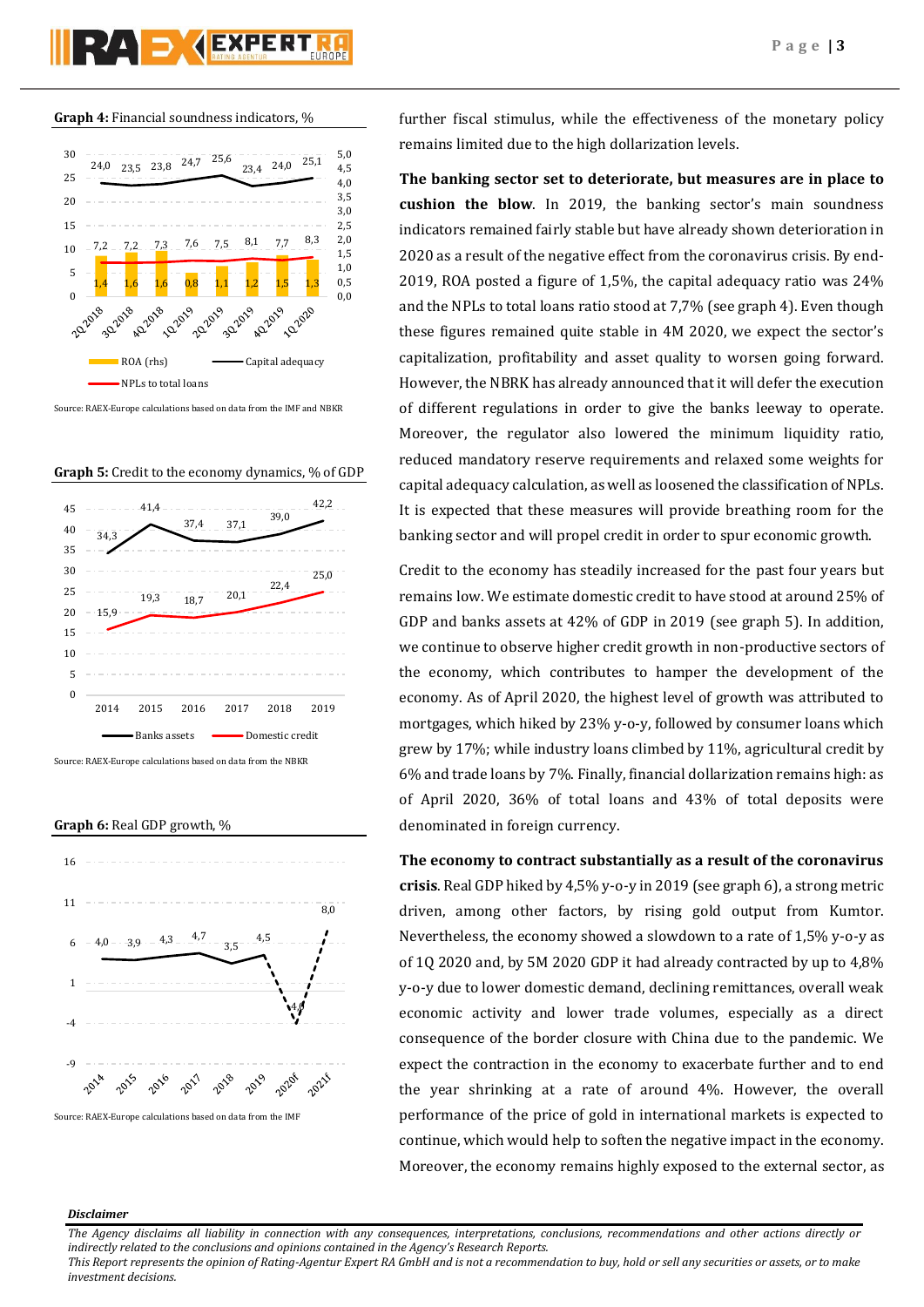**Graph 4:** Financial soundness indicators, %

| | 2Q 2018 | 3Q 2018 | 4Q 2018 | 1Q 2019 | 2Q 2019 | 3Q 2019 | 4Q 2019 | 1Q 2020 |
|---|---|---|---|---|---|---|---|---|
| ROA (rhs) | 1,4 | 1,6 | 1,6 | 0,8 | 1,1 | 1,2 | 1,5 | 1,3 |
| Capital adequacy | 24,0 | 23,5 | 23,8 | 24,7 | 25,6 | 23,4 | 24,0 | 25,1 |
| NPLs to total loans | 7,2 | 7,2 | 7,3 | 7,6 | 7,5 | 8,1 | 7,7 | 8,3 |

Source: RAEX-Europe calculations based on data from the IMF and NBKR

**Graph 5:** Credit to the economy dynamics, % of GDP

| | 2014 | 2015 | 2016 | 2017 | 2018 | 2019 |
|---|---|---|---|---|---|---|
| Banks assets | 34,3 | 41,4 | 37,4 | 37,1 | 39,0 | 42,2 |
| Domestic credit | 15,9 | 19,3 | 18,7 | 20,1 | 22,4 | 25,0 |

Source: RAEX-Europe calculations based on data from the NBKR

**Graph 6:** Real GDP growth, %

| 2014 | 2015 | 2016 | 2017 | 2018 | 2019 | 2020f | 2021f |
|---|---|---|---|---|---|---|---|
| 4,0 | 3,9 | 4,3 | 4,7 | 3,5 | 4,5 | -4,0 | 8,0 |

Source: RAEX-Europe calculations based on data from the IMF

further fiscal stimulus, while the effectiveness of the monetary policy remains limited due to the high dollarization levels.

**The banking sector set to deteriorate, but measures are in place to cushion the blow**. In 2019, the banking sector's main soundness indicators remained fairly stable but have already shown deterioration in 2020 as a result of the negative effect from the coronavirus crisis. By end-2019, ROA posted a figure of 1,5%, the capital adequacy ratio was 24% and the NPLs to total loans ratio stood at 7,7% (see graph 4). Even though these figures remained quite stable in 4M 2020, we expect the sector's capitalization, profitability and asset quality to worsen going forward. However, the NBRK has already announced that it will defer the execution of different regulations in order to give the banks leeway to operate. Moreover, the regulator also lowered the minimum liquidity ratio, reduced mandatory reserve requirements and relaxed some weights for capital adequacy calculation, as well as loosened the classification of NPLs. It is expected that these measures will provide breathing room for the banking sector and will propel credit in order to spur economic growth.

Credit to the economy has steadily increased for the past four years but remains low. We estimate domestic credit to have stood at around 25% of GDP and banks assets at 42% of GDP in 2019 (see graph 5). In addition, we continue to observe higher credit growth in non-productive sectors of the economy, which contributes to hamper the development of the economy. As of April 2020, the highest level of growth was attributed to mortgages, which hiked by 23% y-o-y, followed by consumer loans which grew by 17%; while industry loans climbed by 11%, agricultural credit by 6% and trade loans by 7%. Finally, financial dollarization remains high: as of April 2020, 36% of total loans and 43% of total deposits were denominated in foreign currency.

**The economy to contract substantially as a result of the coronavirus crisis**. Real GDP hiked by 4,5% y-o-y in 2019 (see graph 6), a strong metric driven, among other factors, by rising gold output from Kumtor. Nevertheless, the economy showed a slowdown to a rate of 1,5% y-o-y as of 1Q 2020 and, by 5M 2020 GDP it had already contracted by up to 4,8% y-o-y due to lower domestic demand, declining remittances, overall weak economic activity and lower trade volumes, especially as a direct consequence of the border closure with China due to the pandemic. We expect the contraction in the economy to exacerbate further and to end the year shrinking at a rate of around 4%. However, the overall performance of the price of gold in international markets is expected to continue, which would help to soften the negative impact in the economy. Moreover, the economy remains highly exposed to the external sector, as

***Disclaimer***

*The Agency disclaims all liability in connection with any consequences, interpretations, conclusions, recommendations and other actions directly or indirectly related to the conclusions and opinions contained in the Agency's Research Reports.*
*This Report represents the opinion of Rating-Agentur Expert RA GmbH and is not a recommendation to buy, hold or sell any securities or assets, or to make investment decisions.*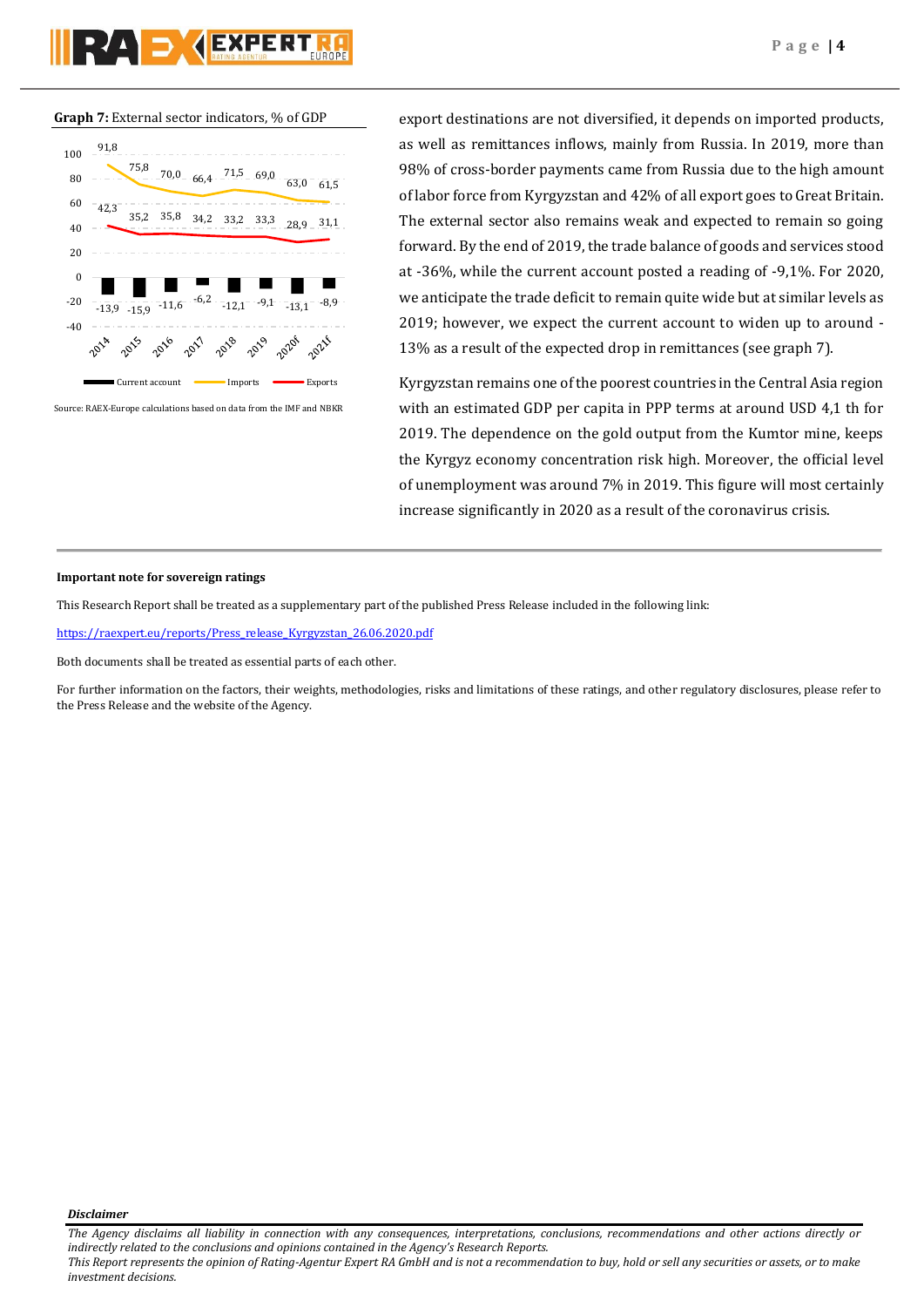**Graph 7:** External sector indicators, % of GDP

100
80
60
40
20
0
-20
-40

91,8
75,8
70,0
66,4
71,5
69,0
63,0
61,5

42,3
35,2
35,8
34,2
33,2
33,3
28,9
31,1

-13,9
-15,9
-11,6
-6,2
-12,1
-9,1
-13,1
-8,9

2014
2015
2016
2017
2018
2019
2020f
2021f

Current account
Imports
Exports

Source: RAEX-Europe calculations based on data from the IMF and NBKR

export destinations are not diversified, it depends on imported products, as well as remittances inflows, mainly from Russia. In 2019, more than 98% of cross-border payments came from Russia due to the high amount of labor force from Kyrgyzstan and 42% of all export goes to Great Britain. The external sector also remains weak and expected to remain so going forward. By the end of 2019, the trade balance of goods and services stood at -36%, while the current account posted a reading of -9,1%. For 2020, we anticipate the trade deficit to remain quite wide but at similar levels as 2019; however, we expect the current account to widen up to around -13% as a result of the expected drop in remittances (see graph 7).

Kyrgyzstan remains one of the poorest countries in the Central Asia region with an estimated GDP per capita in PPP terms at around USD 4,1 th for 2019. The dependence on the gold output from the Kumtor mine, keeps the Kyrgyz economy concentration risk high. Moreover, the official level of unemployment was around 7% in 2019. This figure will most certainly increase significantly in 2020 as a result of the coronavirus crisis.

**Important note for sovereign ratings**

This Research Report shall be treated as a supplementary part of the published Press Release included in the following link:

https://raexpert.eu/reports/Press_release_Kyrgyzstan_26.06.2020.pdf

Both documents shall be treated as essential parts of each other.

For further information on the factors, their weights, methodologies, risks and limitations of these ratings, and other regulatory disclosures, please refer to the Press Release and the website of the Agency.

***Disclaimer***

*The Agency disclaims all liability in connection with any consequences, interpretations, conclusions, recommendations and other actions directly or indirectly related to the conclusions and opinions contained in the Agency's Research Reports.*
*This Report represents the opinion of Rating-Agentur Expert RA GmbH and is not a recommendation to buy, hold or sell any securities or assets, or to make investment decisions.*